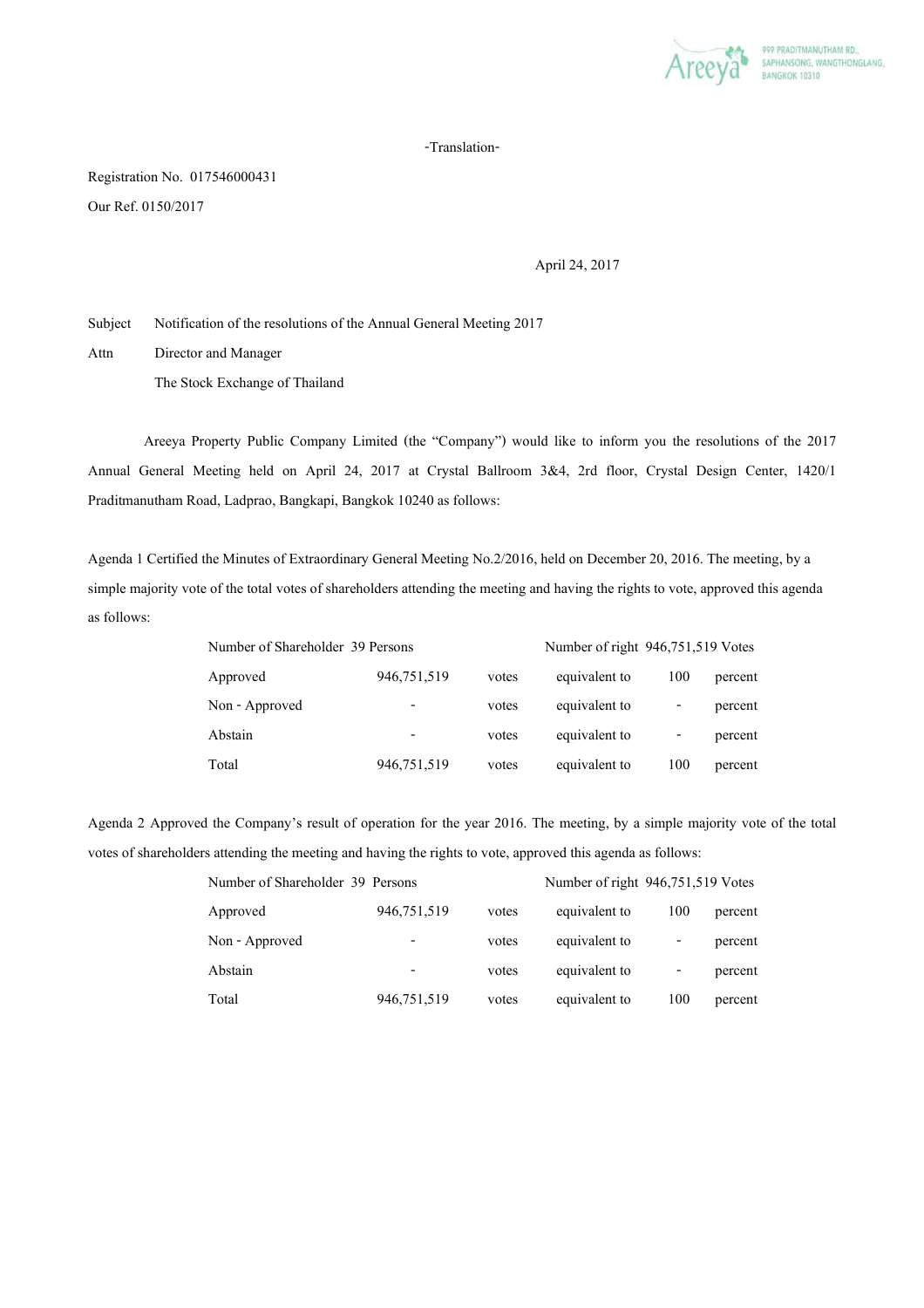Areeya

999 PRADITMANUTHAM RD., SAPHANSONG, WANGTHONGLANG, BANGKOK 10310

-Translation-

Registration No. 017546000431

Our Ref. 0150/2017

April 24, 2017

Subject Notification of the resolutions of the Annual General Meeting 2017

Attn Director and Manager

The Stock Exchange of Thailand

Areeya Property Public Company Limited (the "Company") would like to inform you the resolutions of the 2017 Annual General Meeting held on April 24, 2017 at Crystal Ballroom 3&4, 2rd floor, Crystal Design Center, 1420/1 Praditmanutham Road, Ladprao, Bangkapi, Bangkok 10240 as follows:

Agenda 1 Certified the Minutes of Extraordinary General Meeting No.2/2016, held on December 20, 2016. The meeting, by a simple majority vote of the total votes of shareholders attending the meeting and having the rights to vote, approved this agenda as follows:

| Number of Shareholder 39 Persons | | | Number of right 946,751,519 Votes | | |
|---|---|---|---|---|---|
| Approved | 946,751,519 | votes | equivalent to | 100 | percent |
| Non - Approved | - | votes | equivalent to | - | percent |
| Abstain | - | votes | equivalent to | - | percent |
| Total | 946,751,519 | votes | equivalent to | 100 | percent |

Agenda 2 Approved the Company's result of operation for the year 2016. The meeting, by a simple majority vote of the total votes of shareholders attending the meeting and having the rights to vote, approved this agenda as follows:

| Number of Shareholder 39 Persons | | | Number of right 946,751,519 Votes | | |
|---|---|---|---|---|---|
| Approved | 946,751,519 | votes | equivalent to | 100 | percent |
| Non - Approved | - | votes | equivalent to | - | percent |
| Abstain | - | votes | equivalent to | - | percent |
| Total | 946,751,519 | votes | equivalent to | 100 | percent |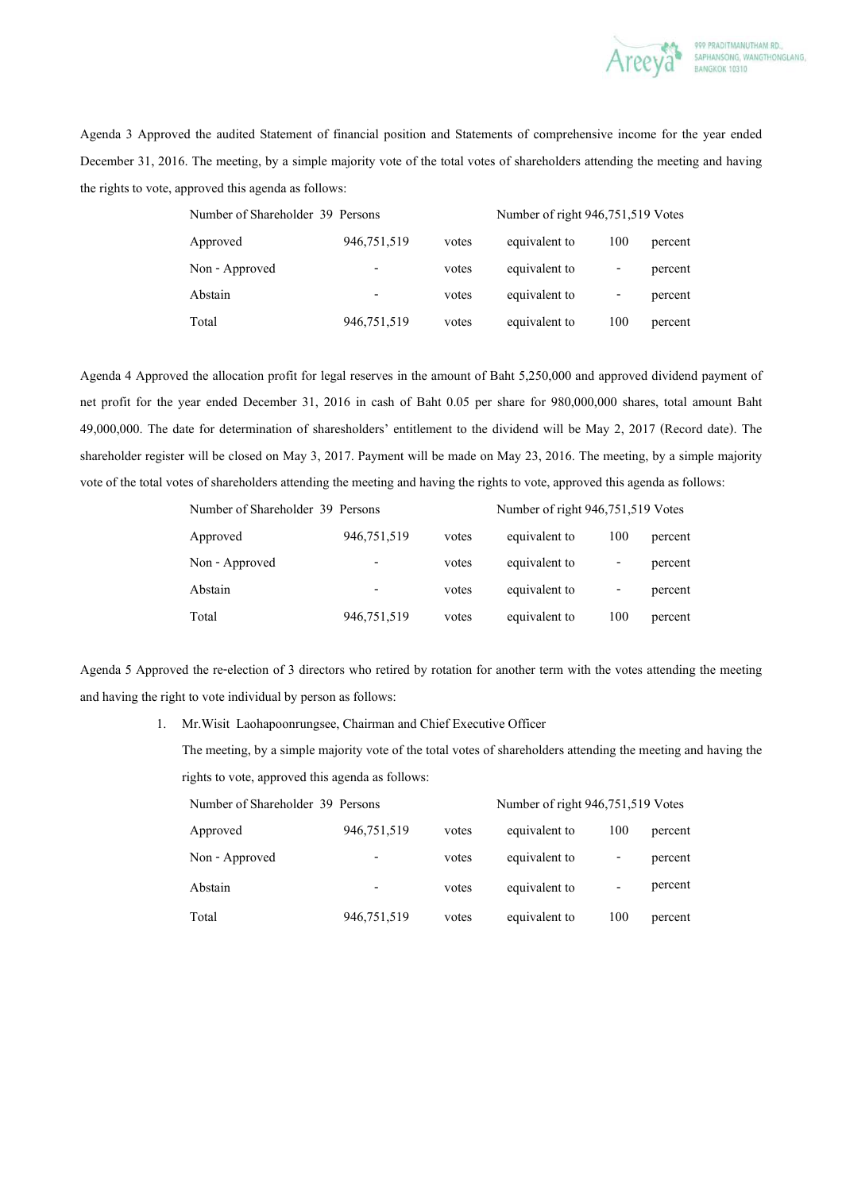Agenda 3 Approved the audited Statement of financial position and Statements of comprehensive income for the year ended December 31, 2016. The meeting, by a simple majority vote of the total votes of shareholders attending the meeting and having the rights to vote, approved this agenda as follows:

| Number of Shareholder 39 Persons | | | Number of right 946,751,519 Votes | | |
|---|---|---|---|---|---|
| Approved | 946,751,519 | votes | equivalent to | 100 | percent |
| Non - Approved | - | votes | equivalent to | - | percent |
| Abstain | - | votes | equivalent to | - | percent |
| Total | 946,751,519 | votes | equivalent to | 100 | percent |

Agenda 4 Approved the allocation profit for legal reserves in the amount of Baht 5,250,000 and approved dividend payment of net profit for the year ended December 31, 2016 in cash of Baht 0.05 per share for 980,000,000 shares, total amount Baht 49,000,000. The date for determination of sharesholders' entitlement to the dividend will be May 2, 2017 (Record date). The shareholder register will be closed on May 3, 2017. Payment will be made on May 23, 2016. The meeting, by a simple majority vote of the total votes of shareholders attending the meeting and having the rights to vote, approved this agenda as follows:

| Number of Shareholder 39 Persons | | | Number of right 946,751,519 Votes | | |
|---|---|---|---|---|---|
| Approved | 946,751,519 | votes | equivalent to | 100 | percent |
| Non - Approved | - | votes | equivalent to | - | percent |
| Abstain | - | votes | equivalent to | - | percent |
| Total | 946,751,519 | votes | equivalent to | 100 | percent |

Agenda 5 Approved the re-election of 3 directors who retired by rotation for another term with the votes attending the meeting and having the right to vote individual by person as follows:

1. Mr.Wisit Laohapoonrungsee, Chairman and Chief Executive Officer

   The meeting, by a simple majority vote of the total votes of shareholders attending the meeting and having the rights to vote, approved this agenda as follows:

| Number of Shareholder 39 Persons | | | Number of right 946,751,519 Votes | | |
|---|---|---|---|---|---|
| Approved | 946,751,519 | votes | equivalent to | 100 | percent |
| Non - Approved | - | votes | equivalent to | - | percent |
| Abstain | - | votes | equivalent to | - | percent |
| Total | 946,751,519 | votes | equivalent to | 100 | percent |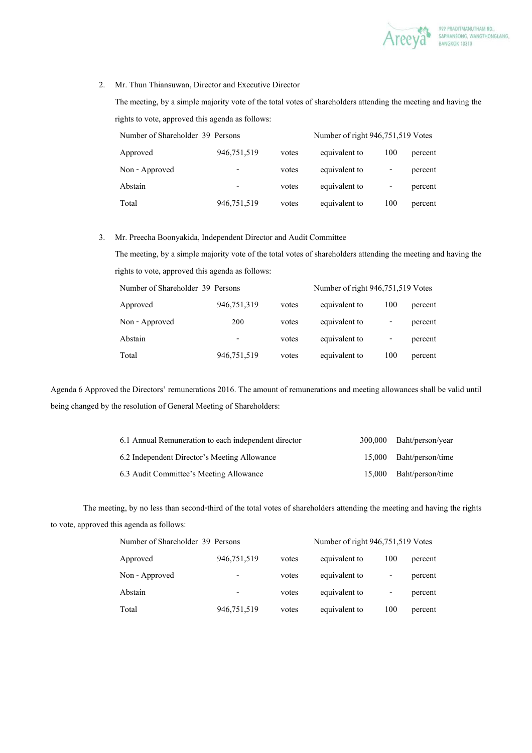2. Mr. Thun Thiansuwan, Director and Executive Director

   The meeting, by a simple majority vote of the total votes of shareholders attending the meeting and having the rights to vote, approved this agenda as follows:

| Number of Shareholder 39 Persons | | | Number of right 946,751,519 Votes | | |
|---|---|---|---|---|---|
| Approved | 946,751,519 | votes | equivalent to | 100 | percent |
| Non - Approved | - | votes | equivalent to | - | percent |
| Abstain | - | votes | equivalent to | - | percent |
| Total | 946,751,519 | votes | equivalent to | 100 | percent |

3. Mr. Preecha Boonyakida, Independent Director and Audit Committee

   The meeting, by a simple majority vote of the total votes of shareholders attending the meeting and having the rights to vote, approved this agenda as follows:

| Number of Shareholder 39 Persons | | | Number of right 946,751,519 Votes | | |
|---|---|---|---|---|---|
| Approved | 946,751,319 | votes | equivalent to | 100 | percent |
| Non - Approved | 200 | votes | equivalent to | - | percent |
| Abstain | - | votes | equivalent to | - | percent |
| Total | 946,751,519 | votes | equivalent to | 100 | percent |

Agenda 6 Approved the Directors' remunerations 2016. The amount of remunerations and meeting allowances shall be valid until being changed by the resolution of General Meeting of Shareholders:

| | | |
|---|---|---|
| 6.1 Annual Remuneration to each independent director | 300,000 | Baht/person/year |
| 6.2 Independent Director's Meeting Allowance | 15,000 | Baht/person/time |
| 6.3 Audit Committee's Meeting Allowance | 15,000 | Baht/person/time |

The meeting, by no less than second-third of the total votes of shareholders attending the meeting and having the rights to vote, approved this agenda as follows:

| Number of Shareholder 39 Persons | | | Number of right 946,751,519 Votes | | |
|---|---|---|---|---|---|
| Approved | 946,751,519 | votes | equivalent to | 100 | percent |
| Non - Approved | - | votes | equivalent to | - | percent |
| Abstain | - | votes | equivalent to | - | percent |
| Total | 946,751,519 | votes | equivalent to | 100 | percent |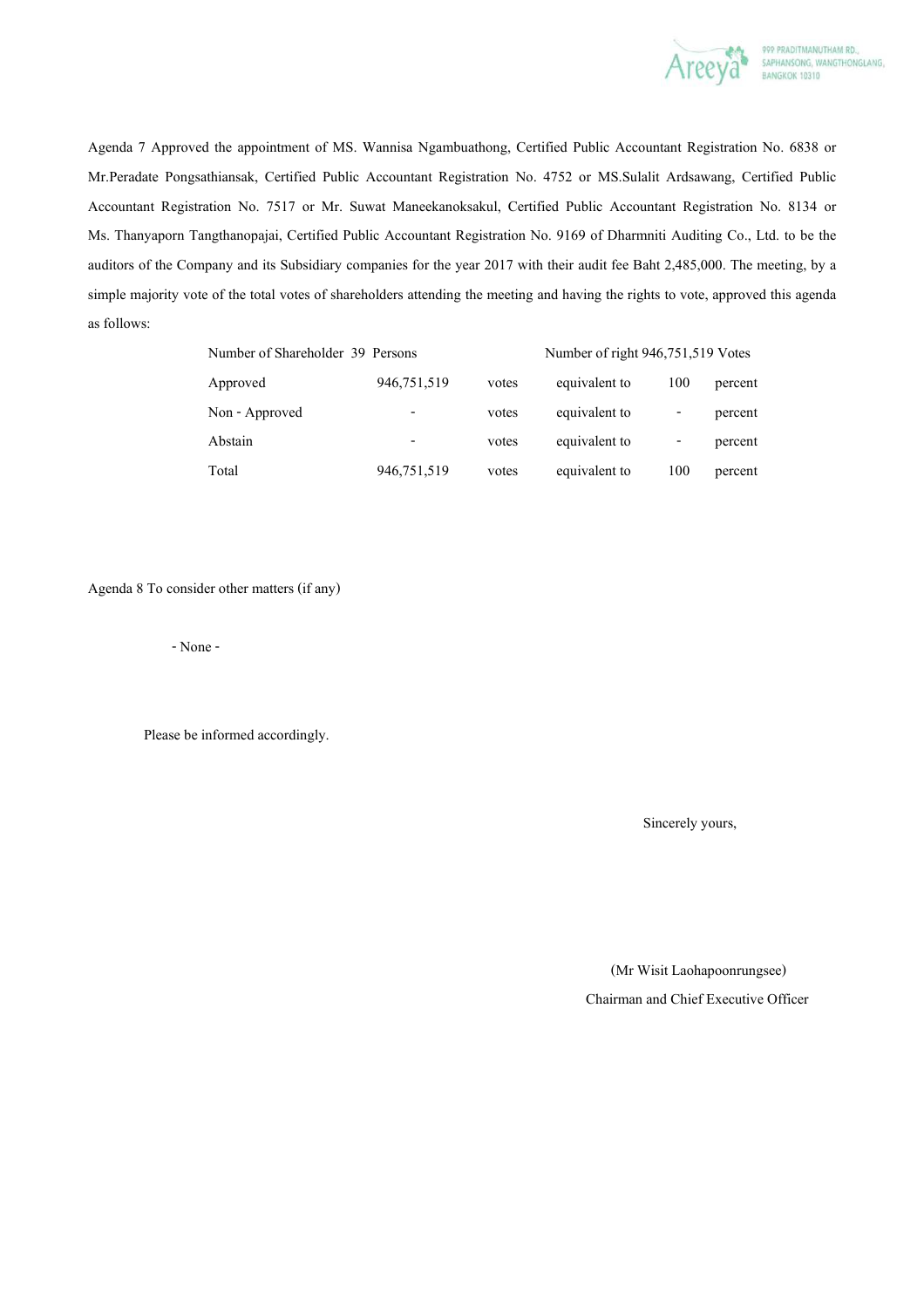Agenda 7 Approved the appointment of MS. Wannisa Ngambuathong, Certified Public Accountant Registration No. 6838 or Mr.Peradate Pongsathiansak, Certified Public Accountant Registration No. 4752 or MS.Sulalit Ardsawang, Certified Public Accountant Registration No. 7517 or Mr. Suwat Maneekanoksakul, Certified Public Accountant Registration No. 8134 or Ms. Thanyaporn Tangthanopajai, Certified Public Accountant Registration No. 9169 of Dharmniti Auditing Co., Ltd. to be the auditors of the Company and its Subsidiary companies for the year 2017 with their audit fee Baht 2,485,000. The meeting, by a simple majority vote of the total votes of shareholders attending the meeting and having the rights to vote, approved this agenda as follows:

| Number of Shareholder 39 Persons | | | Number of right 946,751,519 Votes | | |
|---|---|---|---|---|---|
| Approved | 946,751,519 | votes | equivalent to | 100 | percent |
| Non - Approved | - | votes | equivalent to | - | percent |
| Abstain | - | votes | equivalent to | - | percent |
| Total | 946,751,519 | votes | equivalent to | 100 | percent |

Agenda 8 To consider other matters (if any)

- None -

Please be informed accordingly.

Sincerely yours,

(Mr Wisit Laohapoonrungsee)

Chairman and Chief Executive Officer